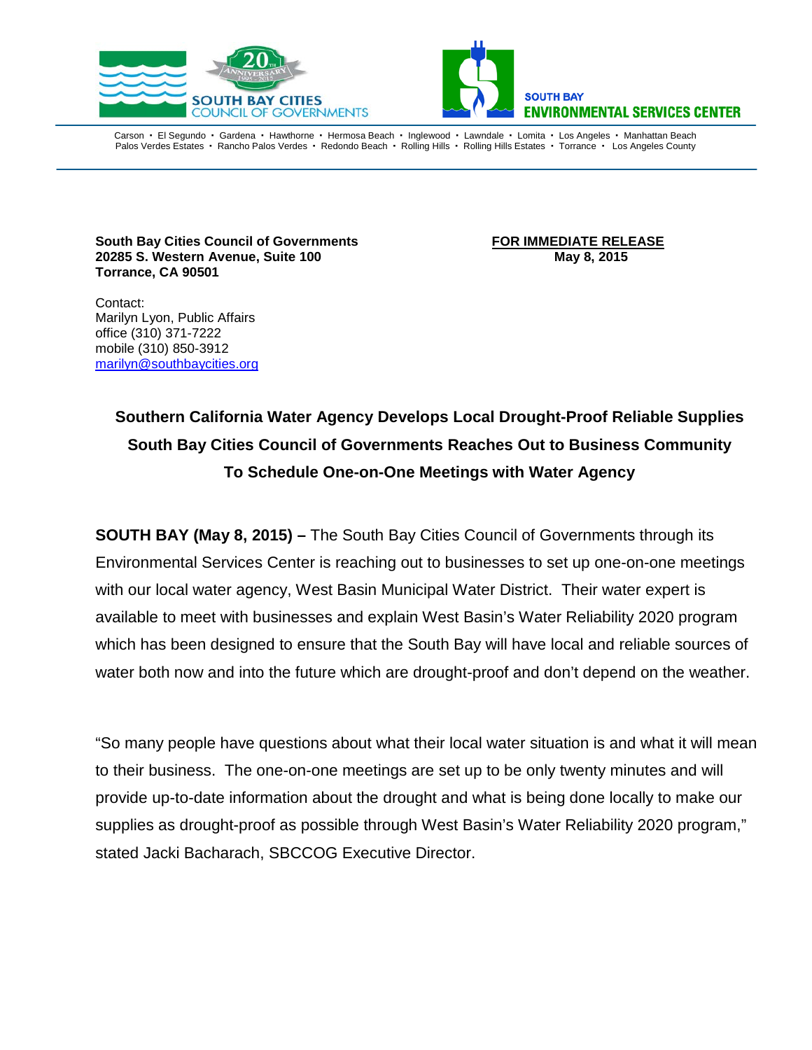SOUTH BAY CITIES COUNCIL OF GOVERNMENTS

SOUTH BAY ENVIRONMENTAL SERVICES CENTER

Carson • El Segundo • Gardena • Hawthorne • Hermosa Beach • Inglewood • Lawndale • Lomita • Los Angeles • Manhattan Beach
Palos Verdes Estates • Rancho Palos Verdes • Redondo Beach • Rolling Hills • Rolling Hills Estates • Torrance • Los Angeles County

**South Bay Cities Council of Governments**
**20285 S. Western Avenue, Suite 100**
**Torrance, CA 90501**

**FOR IMMEDIATE RELEASE**
**May 8, 2015**

Contact:
Marilyn Lyon, Public Affairs
office (310) 371-7222
mobile (310) 850-3912
marilyn@southbaycities.org

**Southern California Water Agency Develops Local Drought-Proof Reliable Supplies**
**South Bay Cities Council of Governments Reaches Out to Business Community**
**To Schedule One-on-One Meetings with Water Agency**

**SOUTH BAY (May 8, 2015) –** The South Bay Cities Council of Governments through its Environmental Services Center is reaching out to businesses to set up one-on-one meetings with our local water agency, West Basin Municipal Water District. Their water expert is available to meet with businesses and explain West Basin's Water Reliability 2020 program which has been designed to ensure that the South Bay will have local and reliable sources of water both now and into the future which are drought-proof and don't depend on the weather.

"So many people have questions about what their local water situation is and what it will mean to their business. The one-on-one meetings are set up to be only twenty minutes and will provide up-to-date information about the drought and what is being done locally to make our supplies as drought-proof as possible through West Basin's Water Reliability 2020 program," stated Jacki Bacharach, SBCCOG Executive Director.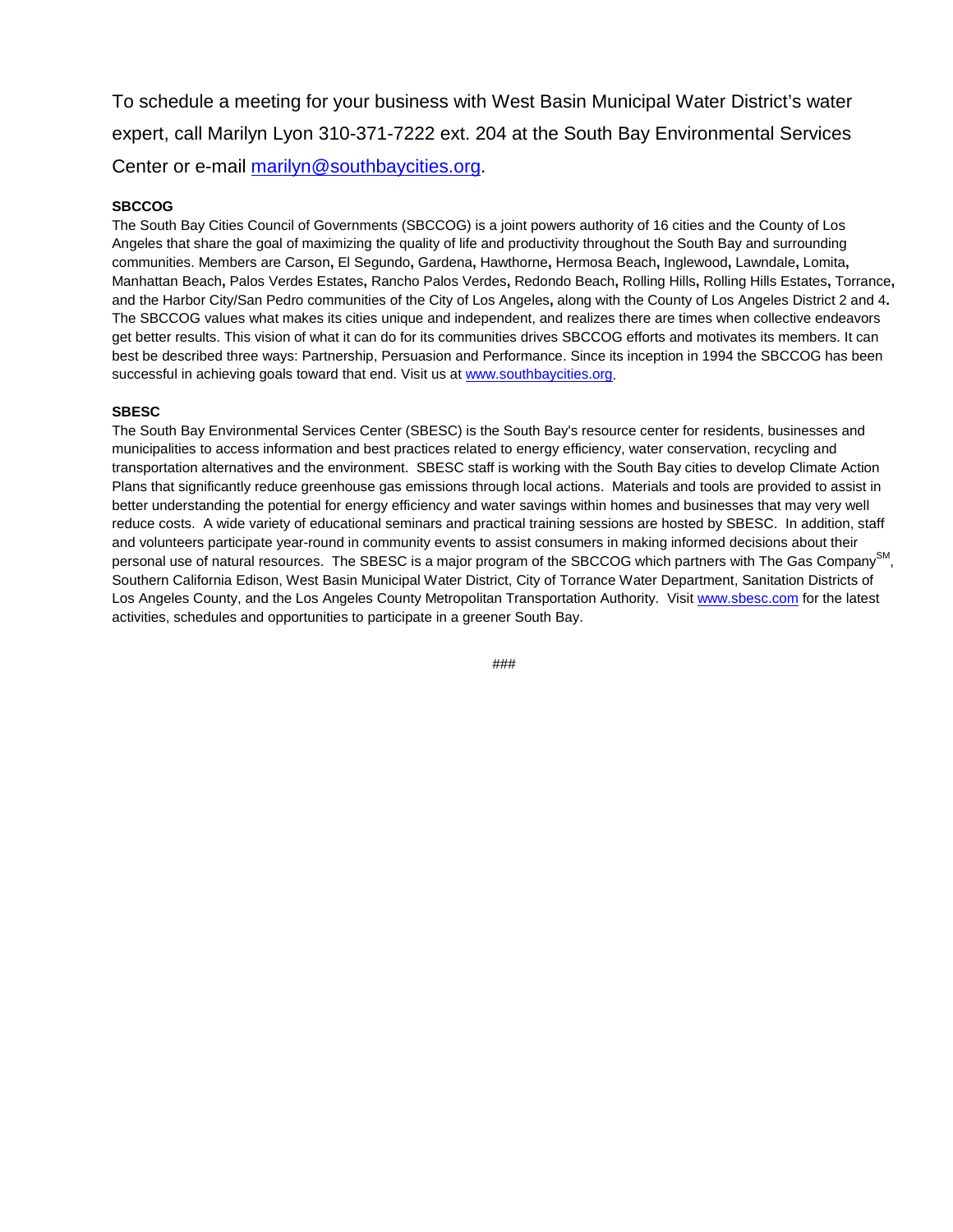To schedule a meeting for your business with West Basin Municipal Water District's water expert, call Marilyn Lyon 310-371-7222 ext. 204 at the South Bay Environmental Services Center or e-mail marilyn@southbaycities.org.

**SBCCOG**

The South Bay Cities Council of Governments (SBCCOG) is a joint powers authority of 16 cities and the County of Los Angeles that share the goal of maximizing the quality of life and productivity throughout the South Bay and surrounding communities. Members are Carson, El Segundo, Gardena, Hawthorne, Hermosa Beach, Inglewood, Lawndale, Lomita, Manhattan Beach, Palos Verdes Estates, Rancho Palos Verdes, Redondo Beach, Rolling Hills, Rolling Hills Estates, Torrance, and the Harbor City/San Pedro communities of the City of Los Angeles, along with the County of Los Angeles District 2 and 4. The SBCCOG values what makes its cities unique and independent, and realizes there are times when collective endeavors get better results. This vision of what it can do for its communities drives SBCCOG efforts and motivates its members. It can best be described three ways: Partnership, Persuasion and Performance. Since its inception in 1994 the SBCCOG has been successful in achieving goals toward that end. Visit us at www.southbaycities.org.

**SBESC**

The South Bay Environmental Services Center (SBESC) is the South Bay's resource center for residents, businesses and municipalities to access information and best practices related to energy efficiency, water conservation, recycling and transportation alternatives and the environment. SBESC staff is working with the South Bay cities to develop Climate Action Plans that significantly reduce greenhouse gas emissions through local actions. Materials and tools are provided to assist in better understanding the potential for energy efficiency and water savings within homes and businesses that may very well reduce costs. A wide variety of educational seminars and practical training sessions are hosted by SBESC. In addition, staff and volunteers participate year-round in community events to assist consumers in making informed decisions about their personal use of natural resources. The SBESC is a major program of the SBCCOG which partners with The Gas Company[SM], Southern California Edison, West Basin Municipal Water District, City of Torrance Water Department, Sanitation Districts of Los Angeles County, and the Los Angeles County Metropolitan Transportation Authority. Visit www.sbesc.com for the latest activities, schedules and opportunities to participate in a greener South Bay.

###